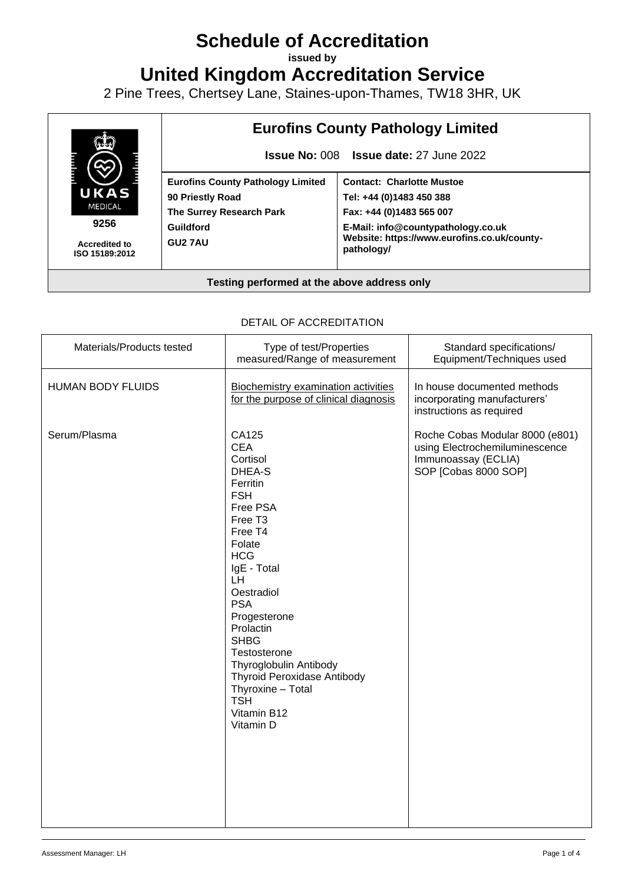# Schedule of Accreditation

**issued by**

# United Kingdom Accreditation Service

2 Pine Trees, Chertsey Lane, Staines-upon-Thames, TW18 3HR, UK

| UKAS MEDICAL 9256 Accredited to ISO 15189:2012 | **Eurofins County Pathology Limited** **Issue No:** 008 **Issue date:** 27 June 2022 | |
|---|---|---|
| | **Eurofins County Pathology Limited** **90 Priestly Road** **The Surrey Research Park** **Guildford** **GU2 7AU** | **Contact: Charlotte Mustoe** **Tel: +44 (0)1483 450 388** **Fax: +44 (0)1483 565 007** **E-Mail: info@countypathology.co.uk** **Website: https://www.eurofins.co.uk/county-pathology/** |
| **Testing performed at the above address only** | | |

DETAIL OF ACCREDITATION

| Materials/Products tested | Type of test/Properties measured/Range of measurement | Standard specifications/ Equipment/Techniques used |
|---|---|---|
| HUMAN BODY FLUIDS | <u>Biochemistry examination activities for the purpose of clinical diagnosis</u> | In house documented methods incorporating manufacturers' instructions as required |
| Serum/Plasma | CA125<br>CEA<br>Cortisol<br>DHEA-S<br>Ferritin<br>FSH<br>Free PSA<br>Free T3<br>Free T4<br>Folate<br>HCG<br>IgE - Total<br>LH<br>Oestradiol<br>PSA<br>Progesterone<br>Prolactin<br>SHBG<br>Testosterone<br>Thyroglobulin Antibody<br>Thyroid Peroxidase Antibody<br>Thyroxine – Total<br>TSH<br>Vitamin B12<br>Vitamin D | Roche Cobas Modular 8000 (e801) using Electrochemiluminescence Immunoassay (ECLIA)<br>SOP [Cobas 8000 SOP] |

Assessment Manager: LH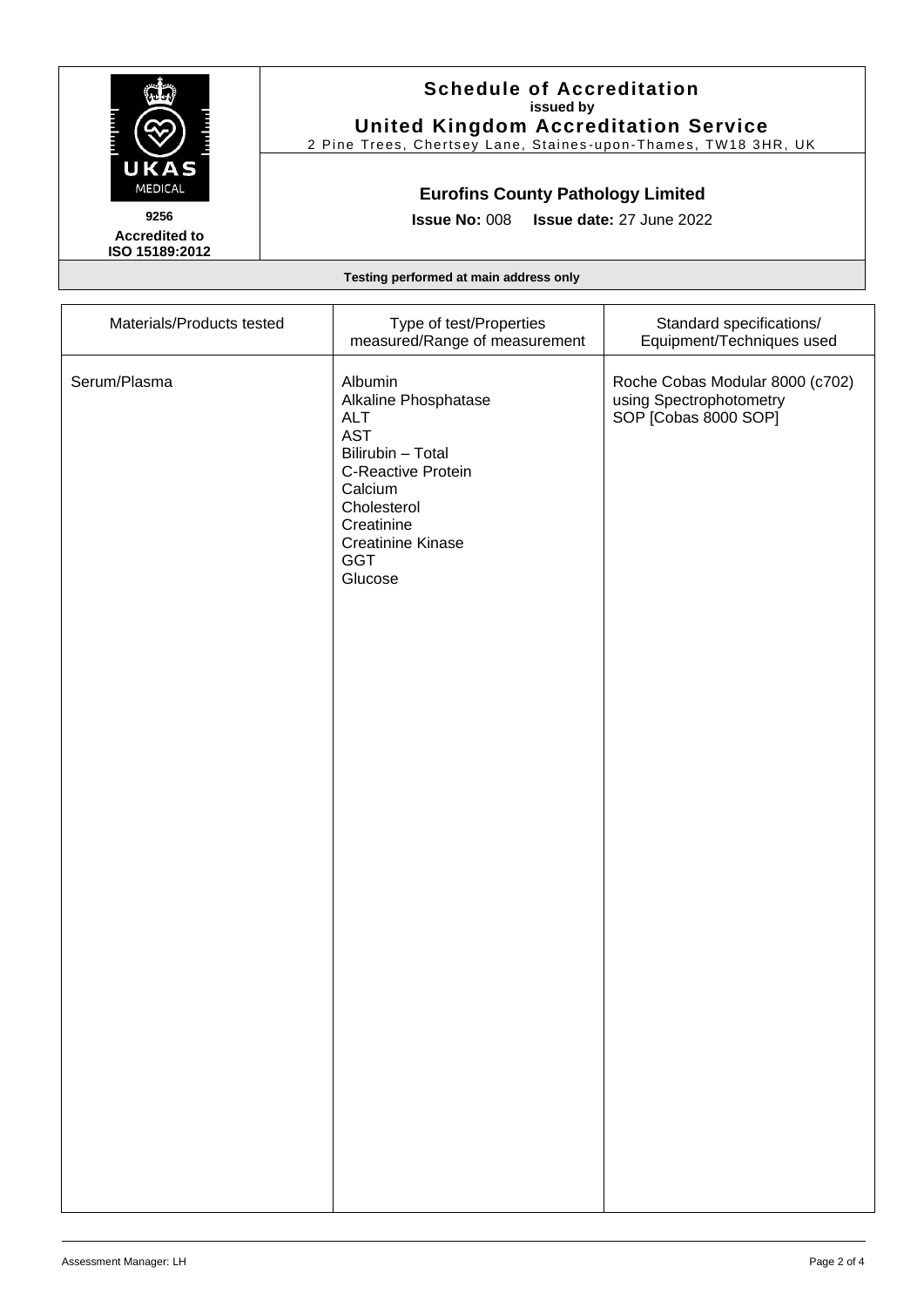# Schedule of Accreditation

**issued by**

## United Kingdom Accreditation Service

2 Pine Trees, Chertsey Lane, Staines-upon-Thames, TW18 3HR, UK

**9256**

**Accredited to ISO 15189:2012**

## Eurofins County Pathology Limited

**Issue No:** 008 **Issue date:** 27 June 2022

**Testing performed at main address only**

| Materials/Products tested | Type of test/Properties measured/Range of measurement | Standard specifications/ Equipment/Techniques used |
| --- | --- | --- |
| Serum/Plasma | Albumin<br>Alkaline Phosphatase<br>ALT<br>AST<br>Bilirubin – Total<br>C-Reactive Protein<br>Calcium<br>Cholesterol<br>Creatinine<br>Creatinine Kinase<br>GGT<br>Glucose | Roche Cobas Modular 8000 (c702) using Spectrophotometry SOP [Cobas 8000 SOP] |

Assessment Manager: LH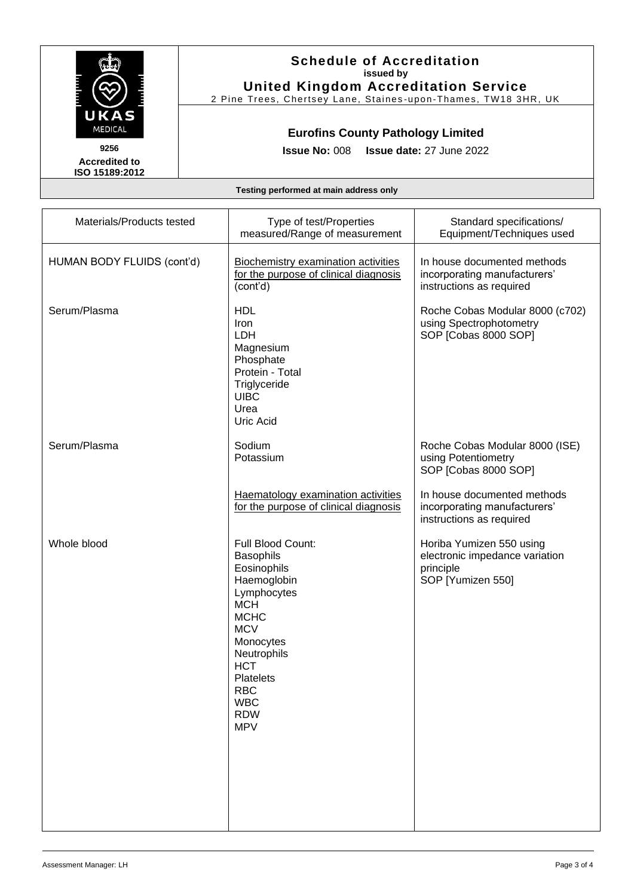**Schedule of Accreditation**
**issued by**
**United Kingdom Accreditation Service**
2 Pine Trees, Chertsey Lane, Staines-upon-Thames, TW18 3HR, UK

UKAS MEDICAL

**9256**
**Accredited to ISO 15189:2012**

## Eurofins County Pathology Limited

**Issue No:** 008 **Issue date:** 27 June 2022

**Testing performed at main address only**

| Materials/Products tested | Type of test/Properties measured/Range of measurement | Standard specifications/ Equipment/Techniques used |
|---|---|---|
| HUMAN BODY FLUIDS (cont'd) | Biochemistry examination activities for the purpose of clinical diagnosis (cont'd) | In house documented methods incorporating manufacturers' instructions as required |
| Serum/Plasma | HDL<br>Iron<br>LDH<br>Magnesium<br>Phosphate<br>Protein - Total<br>Triglyceride<br>UIBC<br>Urea<br>Uric Acid | Roche Cobas Modular 8000 (c702) using Spectrophotometry<br>SOP [Cobas 8000 SOP] |
| Serum/Plasma | Sodium<br>Potassium | Roche Cobas Modular 8000 (ISE) using Potentiometry<br>SOP [Cobas 8000 SOP] |
| | Haematology examination activities for the purpose of clinical diagnosis | In house documented methods incorporating manufacturers' instructions as required |
| Whole blood | Full Blood Count:<br>Basophils<br>Eosinophils<br>Haemoglobin<br>Lymphocytes<br>MCH<br>MCHC<br>MCV<br>Monocytes<br>Neutrophils<br>HCT<br>Platelets<br>RBC<br>WBC<br>RDW<br>MPV | Horiba Yumizen 550 using electronic impedance variation principle<br>SOP [Yumizen 550] |

Assessment Manager: LH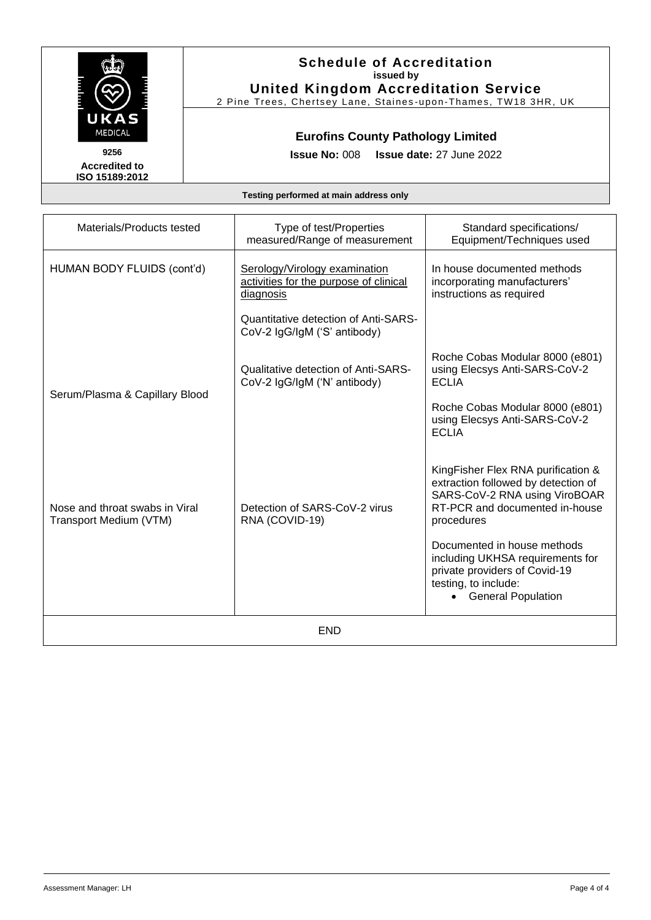**Schedule of Accreditation**
**issued by**
**United Kingdom Accreditation Service**
2 Pine Trees, Chertsey Lane, Staines-upon-Thames, TW18 3HR, UK

UKAS MEDICAL
**9256**
**Accredited to ISO 15189:2012**

**Eurofins County Pathology Limited**

**Issue No:** 008 **Issue date:** 27 June 2022

**Testing performed at main address only**

| Materials/Products tested | Type of test/Properties measured/Range of measurement | Standard specifications/ Equipment/Techniques used |
|---|---|---|
| HUMAN BODY FLUIDS (cont'd) | <u>Serology/Virology examination activities for the purpose of clinical diagnosis</u> | In house documented methods incorporating manufacturers' instructions as required |
| Serum/Plasma & Capillary Blood | Quantitative detection of Anti-SARS-CoV-2 IgG/IgM ('S' antibody) | Roche Cobas Modular 8000 (e801) using Elecsys Anti-SARS-CoV-2 ECLIA |
| | Qualitative detection of Anti-SARS-CoV-2 IgG/IgM ('N' antibody) | Roche Cobas Modular 8000 (e801) using Elecsys Anti-SARS-CoV-2 ECLIA |
| Nose and throat swabs in Viral Transport Medium (VTM) | Detection of SARS-CoV-2 virus RNA (COVID-19) | KingFisher Flex RNA purification & extraction followed by detection of SARS-CoV-2 RNA using ViroBOAR RT-PCR and documented in-house procedures<br><br>Documented in house methods including UKHSA requirements for private providers of Covid-19 testing, to include:<br>• General Population |

END

Assessment Manager: LH